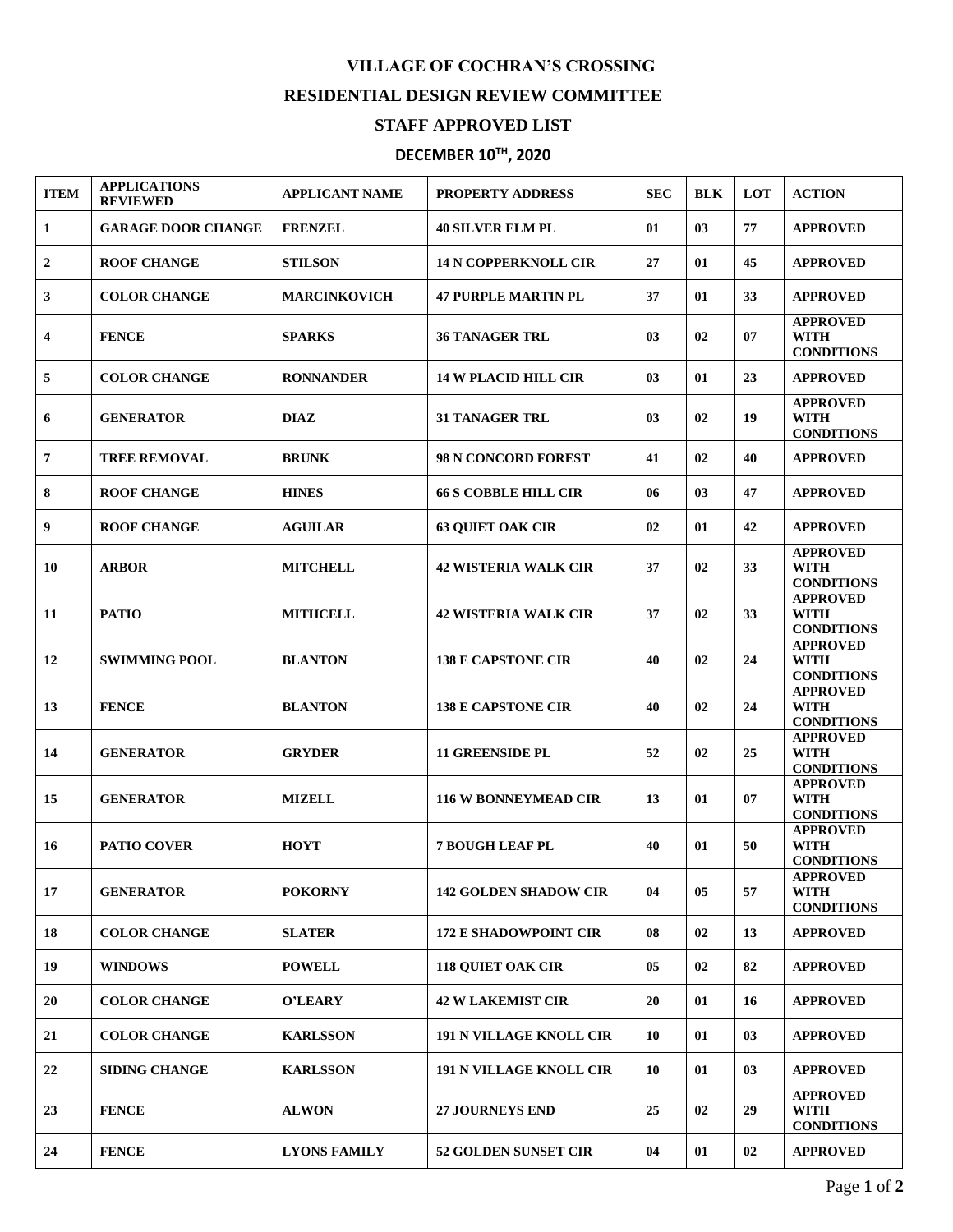# VILLAGE OF COCHRAN'S CROSSING

## RESIDENTIAL DESIGN REVIEW COMMITTEE

## STAFF APPROVED LIST

## DECEMBER 10TH, 2020

| ITEM | APPLICATIONS REVIEWED | APPLICANT NAME | PROPERTY ADDRESS | SEC | BLK | LOT | ACTION |
|---|---|---|---|---|---|---|---|
| 1 | GARAGE DOOR CHANGE | FRENZEL | 40 SILVER ELM PL | 01 | 03 | 77 | APPROVED |
| 2 | ROOF CHANGE | STILSON | 14 N COPPERKNOLL CIR | 27 | 01 | 45 | APPROVED |
| 3 | COLOR CHANGE | MARCINKOVICH | 47 PURPLE MARTIN PL | 37 | 01 | 33 | APPROVED |
| 4 | FENCE | SPARKS | 36 TANAGER TRL | 03 | 02 | 07 | APPROVED WITH CONDITIONS |
| 5 | COLOR CHANGE | RONNANDER | 14 W PLACID HILL CIR | 03 | 01 | 23 | APPROVED |
| 6 | GENERATOR | DIAZ | 31 TANAGER TRL | 03 | 02 | 19 | APPROVED WITH CONDITIONS |
| 7 | TREE REMOVAL | BRUNK | 98 N CONCORD FOREST | 41 | 02 | 40 | APPROVED |
| 8 | ROOF CHANGE | HINES | 66 S COBBLE HILL CIR | 06 | 03 | 47 | APPROVED |
| 9 | ROOF CHANGE | AGUILAR | 63 QUIET OAK CIR | 02 | 01 | 42 | APPROVED |
| 10 | ARBOR | MITCHELL | 42 WISTERIA WALK CIR | 37 | 02 | 33 | APPROVED WITH CONDITIONS |
| 11 | PATIO | MITHCELL | 42 WISTERIA WALK CIR | 37 | 02 | 33 | APPROVED WITH CONDITIONS |
| 12 | SWIMMING POOL | BLANTON | 138 E CAPSTONE CIR | 40 | 02 | 24 | APPROVED WITH CONDITIONS |
| 13 | FENCE | BLANTON | 138 E CAPSTONE CIR | 40 | 02 | 24 | APPROVED WITH CONDITIONS |
| 14 | GENERATOR | GRYDER | 11 GREENSIDE PL | 52 | 02 | 25 | APPROVED WITH CONDITIONS |
| 15 | GENERATOR | MIZELL | 116 W BONNEYMEAD CIR | 13 | 01 | 07 | APPROVED WITH CONDITIONS |
| 16 | PATIO COVER | HOYT | 7 BOUGH LEAF PL | 40 | 01 | 50 | APPROVED WITH CONDITIONS |
| 17 | GENERATOR | POKORNY | 142 GOLDEN SHADOW CIR | 04 | 05 | 57 | APPROVED WITH CONDITIONS |
| 18 | COLOR CHANGE | SLATER | 172 E SHADOWPOINT CIR | 08 | 02 | 13 | APPROVED |
| 19 | WINDOWS | POWELL | 118 QUIET OAK CIR | 05 | 02 | 82 | APPROVED |
| 20 | COLOR CHANGE | O'LEARY | 42 W LAKEMIST CIR | 20 | 01 | 16 | APPROVED |
| 21 | COLOR CHANGE | KARLSSON | 191 N VILLAGE KNOLL CIR | 10 | 01 | 03 | APPROVED |
| 22 | SIDING CHANGE | KARLSSON | 191 N VILLAGE KNOLL CIR | 10 | 01 | 03 | APPROVED |
| 23 | FENCE | ALWON | 27 JOURNEYS END | 25 | 02 | 29 | APPROVED WITH CONDITIONS |
| 24 | FENCE | LYONS FAMILY | 52 GOLDEN SUNSET CIR | 04 | 01 | 02 | APPROVED |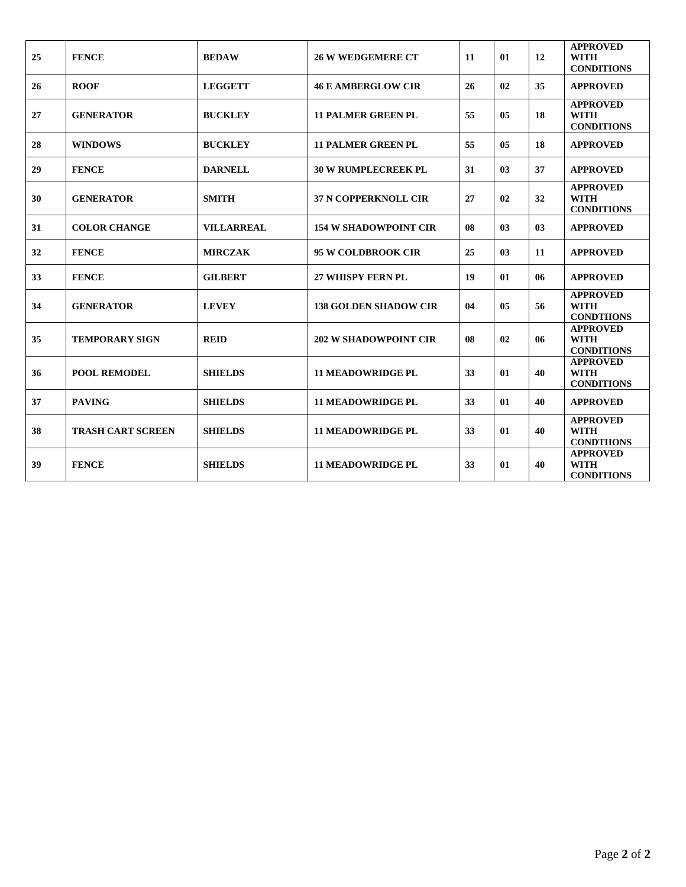| | | | | | | | |
|---|---|---|---|---|---|---|---|
| **25** | **FENCE** | **BEDAW** | **26 W WEDGEMERE CT** | **11** | **01** | **12** | **APPROVED WITH CONDITIONS** |
| **26** | **ROOF** | **LEGGETT** | **46 E AMBERGLOW CIR** | **26** | **02** | **35** | **APPROVED** |
| **27** | **GENERATOR** | **BUCKLEY** | **11 PALMER GREEN PL** | **55** | **05** | **18** | **APPROVED WITH CONDITIONS** |
| **28** | **WINDOWS** | **BUCKLEY** | **11 PALMER GREEN PL** | **55** | **05** | **18** | **APPROVED** |
| **29** | **FENCE** | **DARNELL** | **30 W RUMPLECREEK PL** | **31** | **03** | **37** | **APPROVED** |
| **30** | **GENERATOR** | **SMITH** | **37 N COPPERKNOLL CIR** | **27** | **02** | **32** | **APPROVED WITH CONDITIONS** |
| **31** | **COLOR CHANGE** | **VILLARREAL** | **154 W SHADOWPOINT CIR** | **08** | **03** | **03** | **APPROVED** |
| **32** | **FENCE** | **MIRCZAK** | **95 W COLDBROOK CIR** | **25** | **03** | **11** | **APPROVED** |
| **33** | **FENCE** | **GILBERT** | **27 WHISPY FERN PL** | **19** | **01** | **06** | **APPROVED** |
| **34** | **GENERATOR** | **LEVEY** | **138 GOLDEN SHADOW CIR** | **04** | **05** | **56** | **APPROVED WITH CONDTIIONS** |
| **35** | **TEMPORARY SIGN** | **REID** | **202 W SHADOWPOINT CIR** | **08** | **02** | **06** | **APPROVED WITH CONDITIONS** |
| **36** | **POOL REMODEL** | **SHIELDS** | **11 MEADOWRIDGE PL** | **33** | **01** | **40** | **APPROVED WITH CONDITIONS** |
| **37** | **PAVING** | **SHIELDS** | **11 MEADOWRIDGE PL** | **33** | **01** | **40** | **APPROVED** |
| **38** | **TRASH CART SCREEN** | **SHIELDS** | **11 MEADOWRIDGE PL** | **33** | **01** | **40** | **APPROVED WITH CONDTIIONS** |
| **39** | **FENCE** | **SHIELDS** | **11 MEADOWRIDGE PL** | **33** | **01** | **40** | **APPROVED WITH CONDITIONS** |